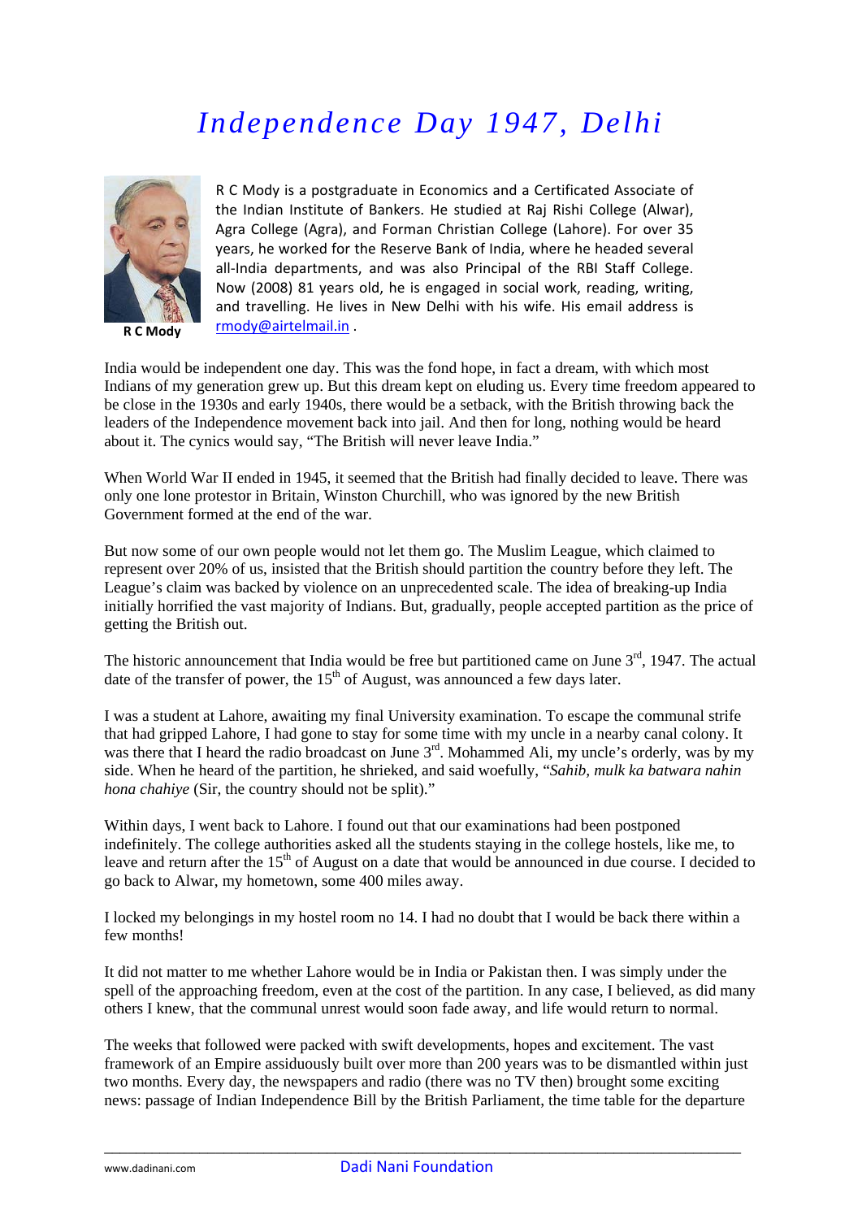# *Independence Day 1947, Delhi*

R C Mody

R C Mody is a postgraduate in Economics and a Certificated Associate of the Indian Institute of Bankers. He studied at Raj Rishi College (Alwar), Agra College (Agra), and Forman Christian College (Lahore). For over 35 years, he worked for the Reserve Bank of India, where he headed several all-India departments, and was also Principal of the RBI Staff College. Now (2008) 81 years old, he is engaged in social work, reading, writing, and travelling. He lives in New Delhi with his wife. His email address is rmody@airtelmail.in .

India would be independent one day. This was the fond hope, in fact a dream, with which most Indians of my generation grew up. But this dream kept on eluding us. Every time freedom appeared to be close in the 1930s and early 1940s, there would be a setback, with the British throwing back the leaders of the Independence movement back into jail. And then for long, nothing would be heard about it. The cynics would say, "The British will never leave India."

When World War II ended in 1945, it seemed that the British had finally decided to leave. There was only one lone protestor in Britain, Winston Churchill, who was ignored by the new British Government formed at the end of the war.

But now some of our own people would not let them go. The Muslim League, which claimed to represent over 20% of us, insisted that the British should partition the country before they left. The League's claim was backed by violence on an unprecedented scale. The idea of breaking-up India initially horrified the vast majority of Indians. But, gradually, people accepted partition as the price of getting the British out.

The historic announcement that India would be free but partitioned came on June 3rd, 1947. The actual date of the transfer of power, the 15th of August, was announced a few days later.

I was a student at Lahore, awaiting my final University examination. To escape the communal strife that had gripped Lahore, I had gone to stay for some time with my uncle in a nearby canal colony. It was there that I heard the radio broadcast on June 3rd. Mohammed Ali, my uncle's orderly, was by my side. When he heard of the partition, he shrieked, and said woefully, "*Sahib, mulk ka batwara nahin hona chahiye* (Sir, the country should not be split)."

Within days, I went back to Lahore. I found out that our examinations had been postponed indefinitely. The college authorities asked all the students staying in the college hostels, like me, to leave and return after the 15th of August on a date that would be announced in due course. I decided to go back to Alwar, my hometown, some 400 miles away.

I locked my belongings in my hostel room no 14. I had no doubt that I would be back there within a few months!

It did not matter to me whether Lahore would be in India or Pakistan then. I was simply under the spell of the approaching freedom, even at the cost of the partition. In any case, I believed, as did many others I knew, that the communal unrest would soon fade away, and life would return to normal.

The weeks that followed were packed with swift developments, hopes and excitement. The vast framework of an Empire assiduously built over more than 200 years was to be dismantled within just two months. Every day, the newspapers and radio (there was no TV then) brought some exciting news: passage of Indian Independence Bill by the British Parliament, the time table for the departure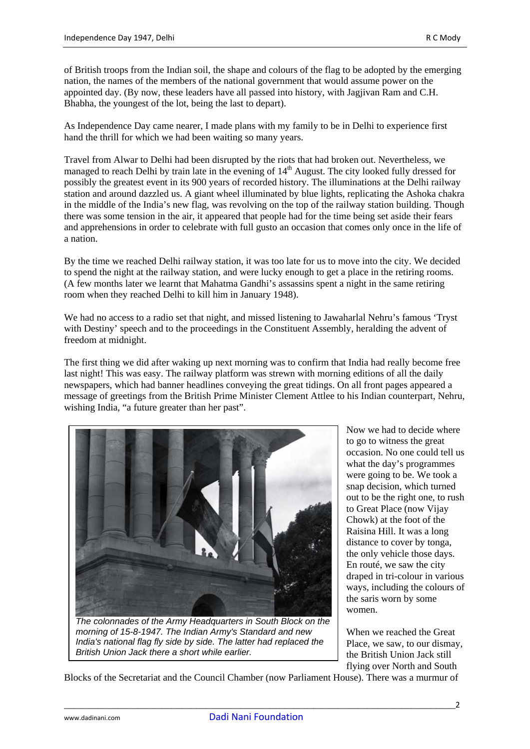of British troops from the Indian soil, the shape and colours of the flag to be adopted by the emerging nation, the names of the members of the national government that would assume power on the appointed day. (By now, these leaders have all passed into history, with Jagjivan Ram and C.H. Bhabha, the youngest of the lot, being the last to depart).

As Independence Day came nearer, I made plans with my family to be in Delhi to experience first hand the thrill for which we had been waiting so many years.

Travel from Alwar to Delhi had been disrupted by the riots that had broken out. Nevertheless, we managed to reach Delhi by train late in the evening of 14th August. The city looked fully dressed for possibly the greatest event in its 900 years of recorded history. The illuminations at the Delhi railway station and around dazzled us. A giant wheel illuminated by blue lights, replicating the Ashoka chakra in the middle of the India's new flag, was revolving on the top of the railway station building. Though there was some tension in the air, it appeared that people had for the time being set aside their fears and apprehensions in order to celebrate with full gusto an occasion that comes only once in the life of a nation.

By the time we reached Delhi railway station, it was too late for us to move into the city. We decided to spend the night at the railway station, and were lucky enough to get a place in the retiring rooms. (A few months later we learnt that Mahatma Gandhi's assassins spent a night in the same retiring room when they reached Delhi to kill him in January 1948).

We had no access to a radio set that night, and missed listening to Jawaharlal Nehru's famous 'Tryst with Destiny' speech and to the proceedings in the Constituent Assembly, heralding the advent of freedom at midnight.

The first thing we did after waking up next morning was to confirm that India had really become free last night! This was easy. The railway platform was strewn with morning editions of all the daily newspapers, which had banner headlines conveying the great tidings. On all front pages appeared a message of greetings from the British Prime Minister Clement Attlee to his Indian counterpart, Nehru, wishing India, "a future greater than her past".

*The colonnades of the Army Headquarters in South Block on the morning of 15-8-1947. The Indian Army's Standard and new India's national flag fly side by side. The latter had replaced the British Union Jack there a short while earlier.*

Now we had to decide where to go to witness the great occasion. No one could tell us what the day's programmes were going to be. We took a snap decision, which turned out to be the right one, to rush to Great Place (now Vijay Chowk) at the foot of the Raisina Hill. It was a long distance to cover by tonga, the only vehicle those days. En routé, we saw the city draped in tri-colour in various ways, including the colours of the saris worn by some women.

When we reached the Great Place, we saw, to our dismay, the British Union Jack still flying over North and South Blocks of the Secretariat and the Council Chamber (now Parliament House). There was a murmur of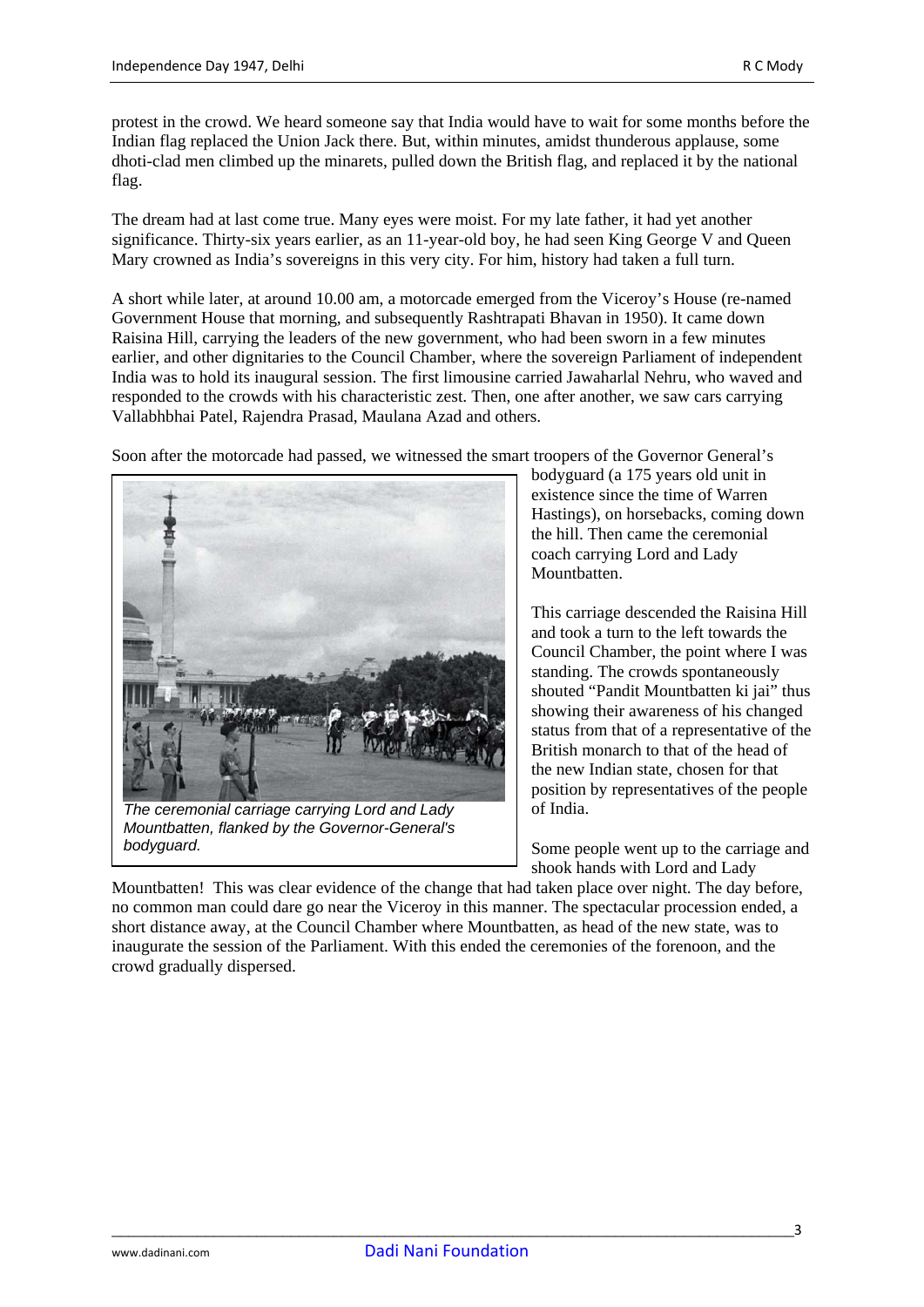protest in the crowd. We heard someone say that India would have to wait for some months before the Indian flag replaced the Union Jack there. But, within minutes, amidst thunderous applause, some dhoti-clad men climbed up the minarets, pulled down the British flag, and replaced it by the national flag.

The dream had at last come true. Many eyes were moist. For my late father, it had yet another significance. Thirty-six years earlier, as an 11-year-old boy, he had seen King George V and Queen Mary crowned as India's sovereigns in this very city. For him, history had taken a full turn.

A short while later, at around 10.00 am, a motorcade emerged from the Viceroy's House (re-named Government House that morning, and subsequently Rashtrapati Bhavan in 1950). It came down Raisina Hill, carrying the leaders of the new government, who had been sworn in a few minutes earlier, and other dignitaries to the Council Chamber, where the sovereign Parliament of independent India was to hold its inaugural session. The first limousine carried Jawaharlal Nehru, who waved and responded to the crowds with his characteristic zest. Then, one after another, we saw cars carrying Vallabhbhai Patel, Rajendra Prasad, Maulana Azad and others.

Soon after the motorcade had passed, we witnessed the smart troopers of the Governor General's bodyguard (a 175 years old unit in existence since the time of Warren Hastings), on horsebacks, coming down the hill. Then came the ceremonial coach carrying Lord and Lady Mountbatten.

*The ceremonial carriage carrying Lord and Lady Mountbatten, flanked by the Governor-General's bodyguard.*

This carriage descended the Raisina Hill and took a turn to the left towards the Council Chamber, the point where I was standing. The crowds spontaneously shouted "Pandit Mountbatten ki jai" thus showing their awareness of his changed status from that of a representative of the British monarch to that of the head of the new Indian state, chosen for that position by representatives of the people of India.

Some people went up to the carriage and shook hands with Lord and Lady Mountbatten! This was clear evidence of the change that had taken place over night. The day before, no common man could dare go near the Viceroy in this manner. The spectacular procession ended, a short distance away, at the Council Chamber where Mountbatten, as head of the new state, was to inaugurate the session of the Parliament. With this ended the ceremonies of the forenoon, and the crowd gradually dispersed.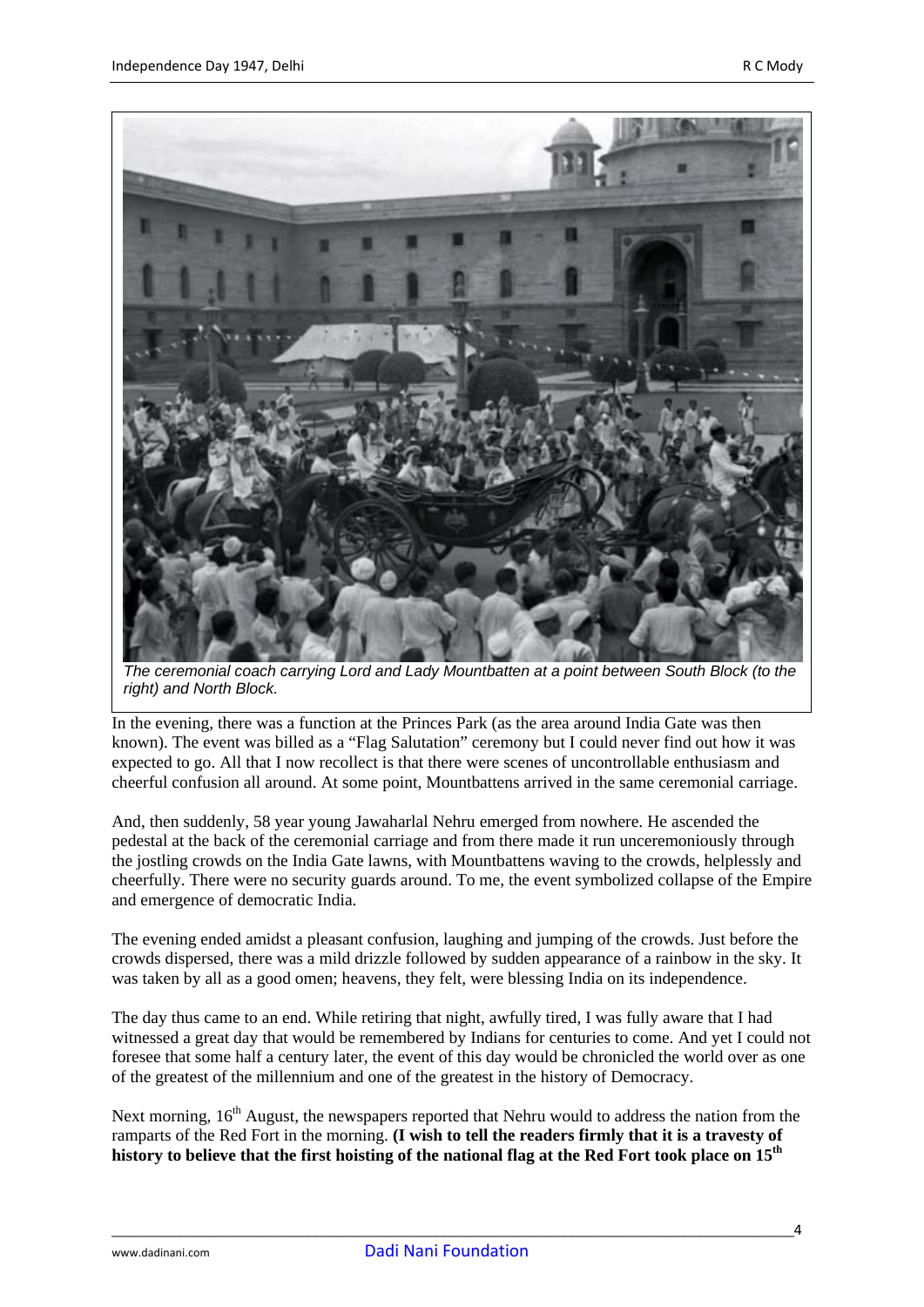*The ceremonial coach carrying Lord and Lady Mountbatten at a point between South Block (to the right) and North Block.*

In the evening, there was a function at the Princes Park (as the area around India Gate was then known). The event was billed as a "Flag Salutation" ceremony but I could never find out how it was expected to go. All that I now recollect is that there were scenes of uncontrollable enthusiasm and cheerful confusion all around. At some point, Mountbattens arrived in the same ceremonial carriage.

And, then suddenly, 58 year young Jawaharlal Nehru emerged from nowhere. He ascended the pedestal at the back of the ceremonial carriage and from there made it run unceremoniously through the jostling crowds on the India Gate lawns, with Mountbattens waving to the crowds, helplessly and cheerfully. There were no security guards around. To me, the event symbolized collapse of the Empire and emergence of democratic India.

The evening ended amidst a pleasant confusion, laughing and jumping of the crowds. Just before the crowds dispersed, there was a mild drizzle followed by sudden appearance of a rainbow in the sky. It was taken by all as a good omen; heavens, they felt, were blessing India on its independence.

The day thus came to an end. While retiring that night, awfully tired, I was fully aware that I had witnessed a great day that would be remembered by Indians for centuries to come. And yet I could not foresee that some half a century later, the event of this day would be chronicled the world over as one of the greatest of the millennium and one of the greatest in the history of Democracy.

Next morning, 16th August, the newspapers reported that Nehru would to address the nation from the ramparts of the Red Fort in the morning. **(I wish to tell the readers firmly that it is a travesty of history to believe that the first hoisting of the national flag at the Red Fort took place on 15th**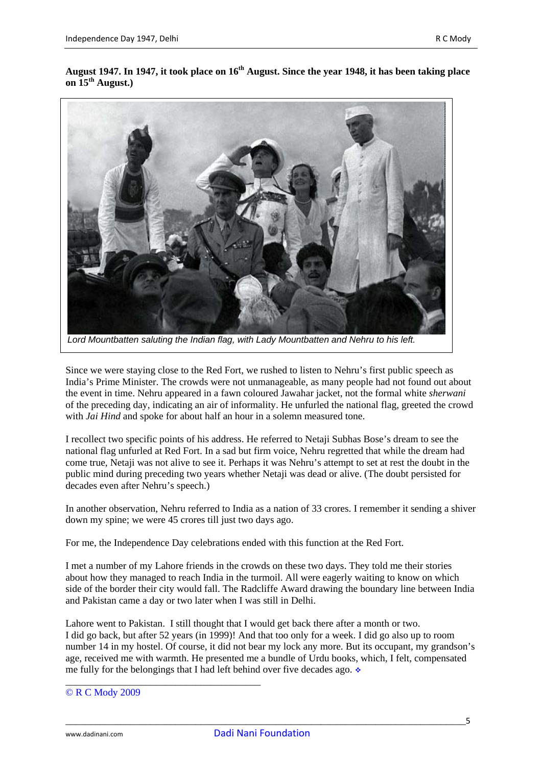**August 1947. In 1947, it took place on 16th August. Since the year 1948, it has been taking place on 15th August.)**

*Lord Mountbatten saluting the Indian flag, with Lady Mountbatten and Nehru to his left.*

Since we were staying close to the Red Fort, we rushed to listen to Nehru's first public speech as India's Prime Minister. The crowds were not unmanageable, as many people had not found out about the event in time. Nehru appeared in a fawn coloured Jawahar jacket, not the formal white *sherwani* of the preceding day, indicating an air of informality. He unfurled the national flag, greeted the crowd with *Jai Hind* and spoke for about half an hour in a solemn measured tone.

I recollect two specific points of his address. He referred to Netaji Subhas Bose's dream to see the national flag unfurled at Red Fort. In a sad but firm voice, Nehru regretted that while the dream had come true, Netaji was not alive to see it. Perhaps it was Nehru's attempt to set at rest the doubt in the public mind during preceding two years whether Netaji was dead or alive. (The doubt persisted for decades even after Nehru's speech.)

In another observation, Nehru referred to India as a nation of 33 crores. I remember it sending a shiver down my spine; we were 45 crores till just two days ago.

For me, the Independence Day celebrations ended with this function at the Red Fort.

I met a number of my Lahore friends in the crowds on these two days. They told me their stories about how they managed to reach India in the turmoil. All were eagerly waiting to know on which side of the border their city would fall. The Radcliffe Award drawing the boundary line between India and Pakistan came a day or two later when I was still in Delhi.

Lahore went to Pakistan. I still thought that I would get back there after a month or two. I did go back, but after 52 years (in 1999)! And that too only for a week. I did go also up to room number 14 in my hostel. Of course, it did not bear my lock any more. But its occupant, my grandson's age, received me with warmth. He presented me a bundle of Urdu books, which, I felt, compensated me fully for the belongings that I had left behind over five decades ago. ❖

© R C Mody 2009